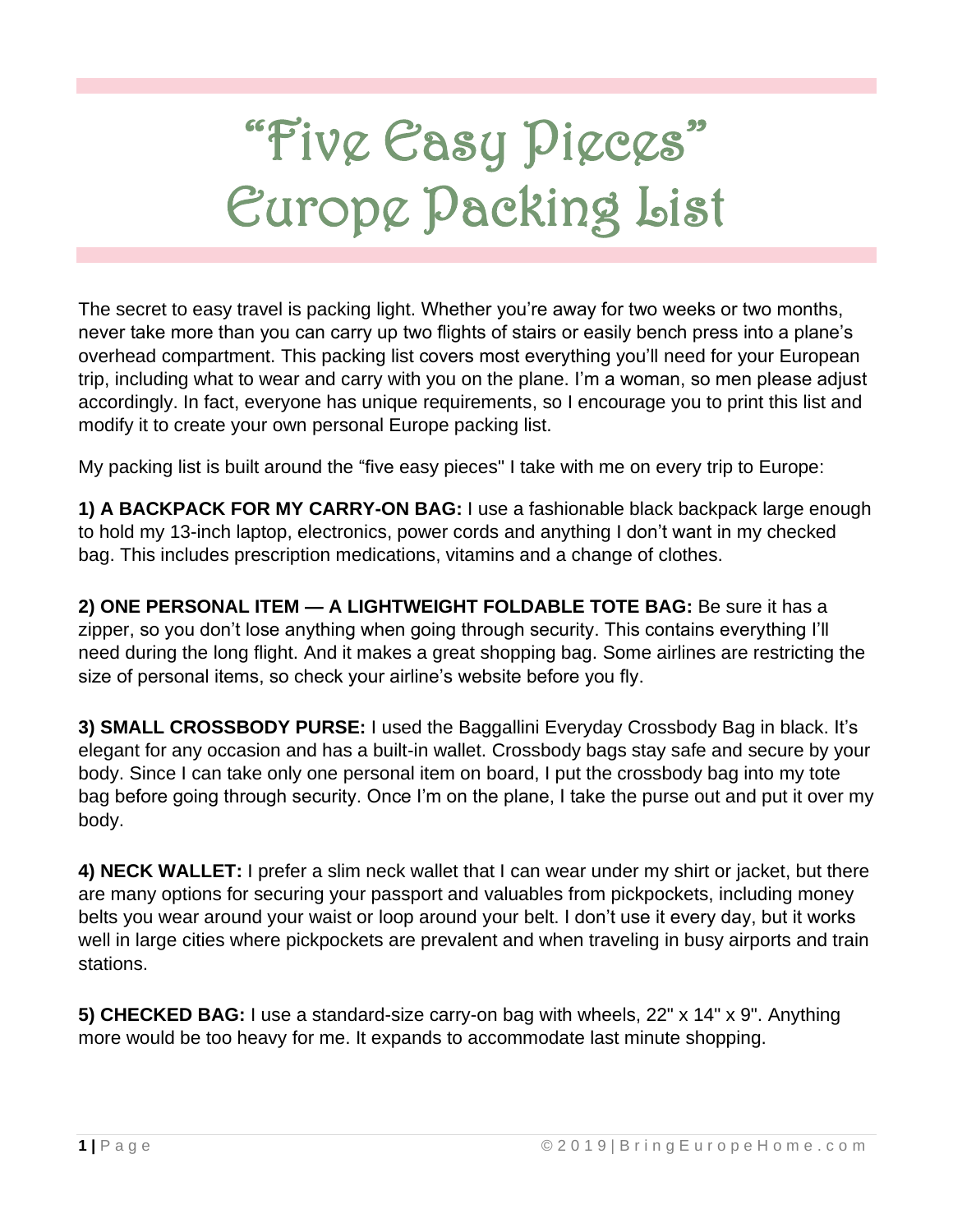# "Five Easy Pieces" Europe Packing List

The secret to easy travel is packing light. Whether you're away for two weeks or two months, never take more than you can carry up two flights of stairs or easily bench press into a plane's overhead compartment. This packing list covers most everything you'll need for your European trip, including what to wear and carry with you on the plane. I'm a woman, so men please adjust accordingly. In fact, everyone has unique requirements, so I encourage you to print this list and modify it to create your own personal Europe packing list.

My packing list is built around the "five easy pieces" I take with me on every trip to Europe:

**1) A BACKPACK FOR MY CARRY-ON BAG:** I use a fashionable black backpack large enough to hold my 13-inch laptop, electronics, power cords and anything I don't want in my checked bag. This includes prescription medications, vitamins and a change of clothes.

**2) ONE PERSONAL ITEM — A LIGHTWEIGHT FOLDABLE TOTE BAG:** Be sure it has a zipper, so you don't lose anything when going through security. This contains everything I'll need during the long flight. And it makes a great shopping bag. Some airlines are restricting the size of personal items, so check your airline's website before you fly.

**3) SMALL CROSSBODY PURSE:** I used the Baggallini Everyday Crossbody Bag in black. It's elegant for any occasion and has a built-in wallet. Crossbody bags stay safe and secure by your body. Since I can take only one personal item on board, I put the crossbody bag into my tote bag before going through security. Once I'm on the plane, I take the purse out and put it over my body.

**4) NECK WALLET:** I prefer a slim neck wallet that I can wear under my shirt or jacket, but there are many options for securing your passport and valuables from pickpockets, including money belts you wear around your waist or loop around your belt. I don't use it every day, but it works well in large cities where pickpockets are prevalent and when traveling in busy airports and train stations.

**5) CHECKED BAG:** I use a standard-size carry-on bag with wheels, 22" x 14" x 9". Anything more would be too heavy for me. It expands to accommodate last minute shopping.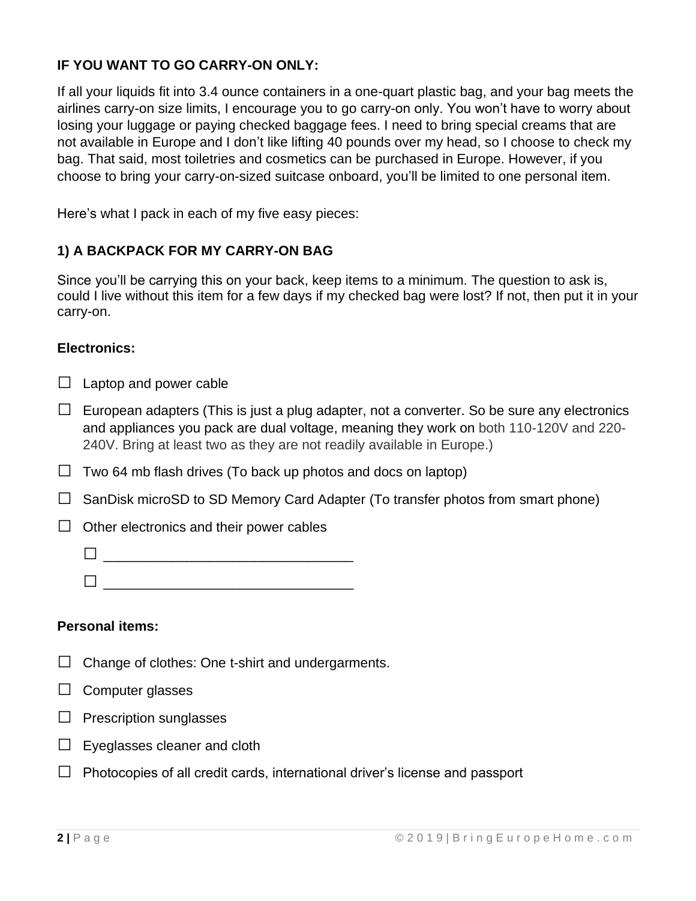**IF YOU WANT TO GO CARRY-ON ONLY:**

If all your liquids fit into 3.4 ounce containers in a one-quart plastic bag, and your bag meets the airlines carry-on size limits, I encourage you to go carry-on only. You won't have to worry about losing your luggage or paying checked baggage fees. I need to bring special creams that are not available in Europe and I don't like lifting 40 pounds over my head, so I choose to check my bag. That said, most toiletries and cosmetics can be purchased in Europe. However, if you choose to bring your carry-on-sized suitcase onboard, you'll be limited to one personal item.

Here's what I pack in each of my five easy pieces:

**1) A BACKPACK FOR MY CARRY-ON BAG**

Since you'll be carrying this on your back, keep items to a minimum. The question to ask is, could I live without this item for a few days if my checked bag were lost? If not, then put it in your carry-on.

**Electronics:**

- ☐ Laptop and power cable
- ☐ European adapters (This is just a plug adapter, not a converter. So be sure any electronics and appliances you pack are dual voltage, meaning they work on both 110-120V and 220-240V. Bring at least two as they are not readily available in Europe.)
- ☐ Two 64 mb flash drives (To back up photos and docs on laptop)
- ☐ SanDisk microSD to SD Memory Card Adapter (To transfer photos from smart phone)
- ☐ Other electronics and their power cables
  - ☐ ________________________________
  - ☐ ________________________________

**Personal items:**

- ☐ Change of clothes: One t-shirt and undergarments.
- ☐ Computer glasses
- ☐ Prescription sunglasses
- ☐ Eyeglasses cleaner and cloth
- ☐ Photocopies of all credit cards, international driver's license and passport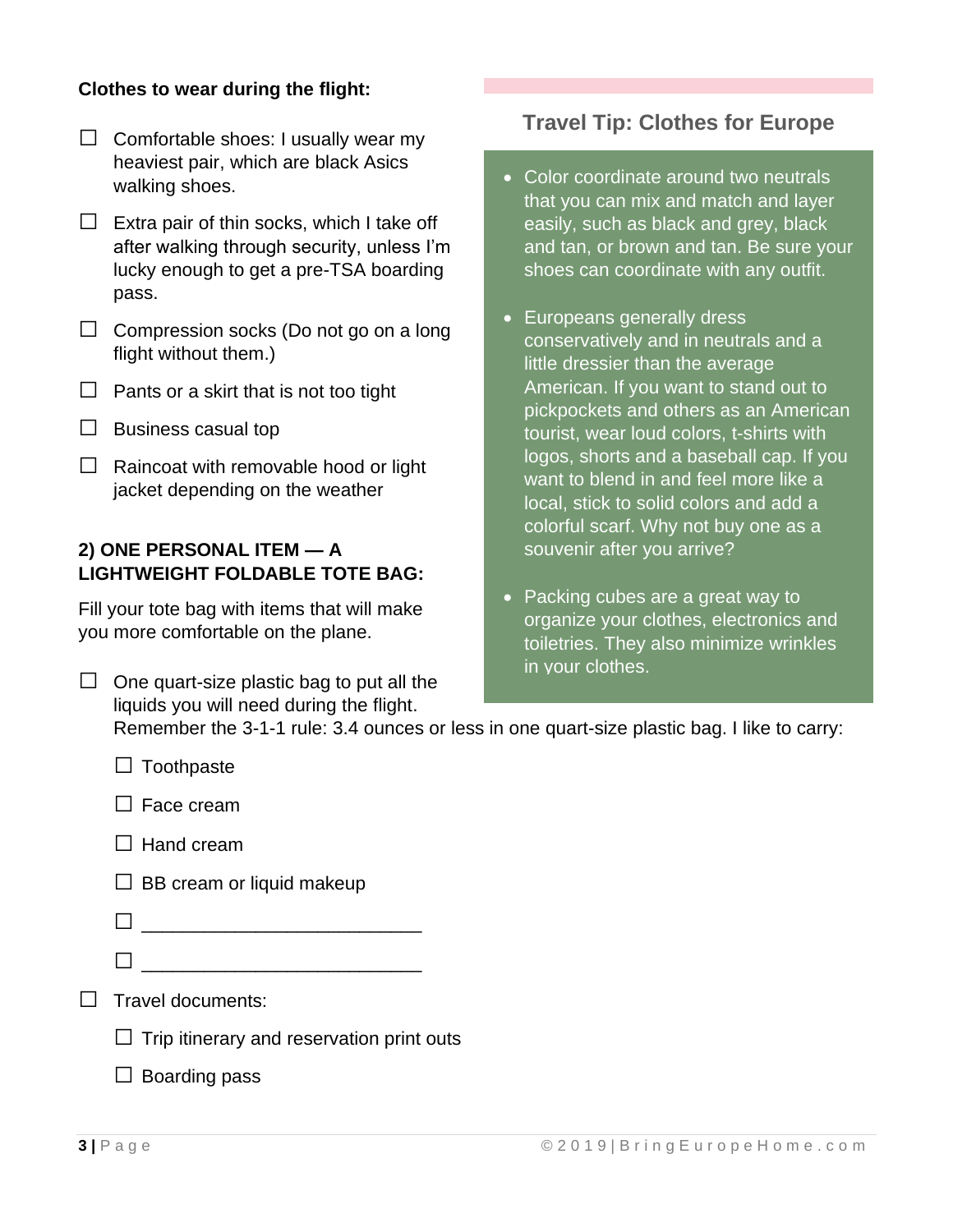**Clothes to wear during the flight:**

- ☐ Comfortable shoes: I usually wear my heaviest pair, which are black Asics walking shoes.
- ☐ Extra pair of thin socks, which I take off after walking through security, unless I'm lucky enough to get a pre-TSA boarding pass.
- ☐ Compression socks (Do not go on a long flight without them.)
- ☐ Pants or a skirt that is not too tight
- ☐ Business casual top
- ☐ Raincoat with removable hood or light jacket depending on the weather

### Travel Tip: Clothes for Europe

- Color coordinate around two neutrals that you can mix and match and layer easily, such as black and grey, black and tan, or brown and tan. Be sure your shoes can coordinate with any outfit.
- Europeans generally dress conservatively and in neutrals and a little dressier than the average American. If you want to stand out to pickpockets and others as an American tourist, wear loud colors, t-shirts with logos, shorts and a baseball cap. If you want to blend in and feel more like a local, stick to solid colors and add a colorful scarf. Why not buy one as a souvenir after you arrive?
- Packing cubes are a great way to organize your clothes, electronics and toiletries. They also minimize wrinkles in your clothes.

**2) ONE PERSONAL ITEM — A LIGHTWEIGHT FOLDABLE TOTE BAG:**

Fill your tote bag with items that will make you more comfortable on the plane.

- ☐ One quart-size plastic bag to put all the liquids you will need during the flight. Remember the 3-1-1 rule: 3.4 ounces or less in one quart-size plastic bag. I like to carry:
  - ☐ Toothpaste
  - ☐ Face cream
  - ☐ Hand cream
  - ☐ BB cream or liquid makeup
  - ☐ ___________________________
  - ☐ ___________________________
- ☐ Travel documents:
  - ☐ Trip itinerary and reservation print outs
  - ☐ Boarding pass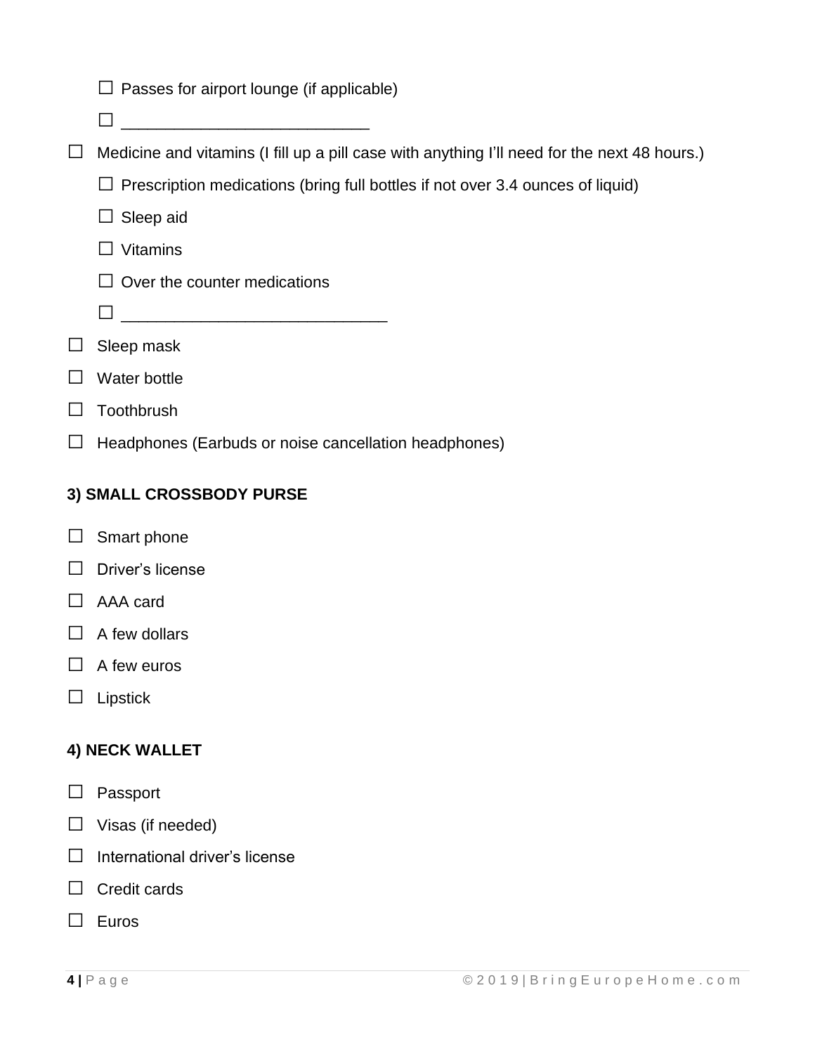- ☐ Passes for airport lounge (if applicable)
  - ☐ ___________________________
- ☐ Medicine and vitamins (I fill up a pill case with anything I'll need for the next 48 hours.)
  - ☐ Prescription medications (bring full bottles if not over 3.4 ounces of liquid)
  - ☐ Sleep aid
  - ☐ Vitamins
  - ☐ Over the counter medications
  - ☐ _____________________________
- ☐ Sleep mask
- ☐ Water bottle
- ☐ Toothbrush
- ☐ Headphones (Earbuds or noise cancellation headphones)

**3) SMALL CROSSBODY PURSE**

- ☐ Smart phone
- ☐ Driver's license
- ☐ AAA card
- ☐ A few dollars
- ☐ A few euros
- ☐ Lipstick

**4) NECK WALLET**

- ☐ Passport
- ☐ Visas (if needed)
- ☐ International driver's license
- ☐ Credit cards
- ☐ Euros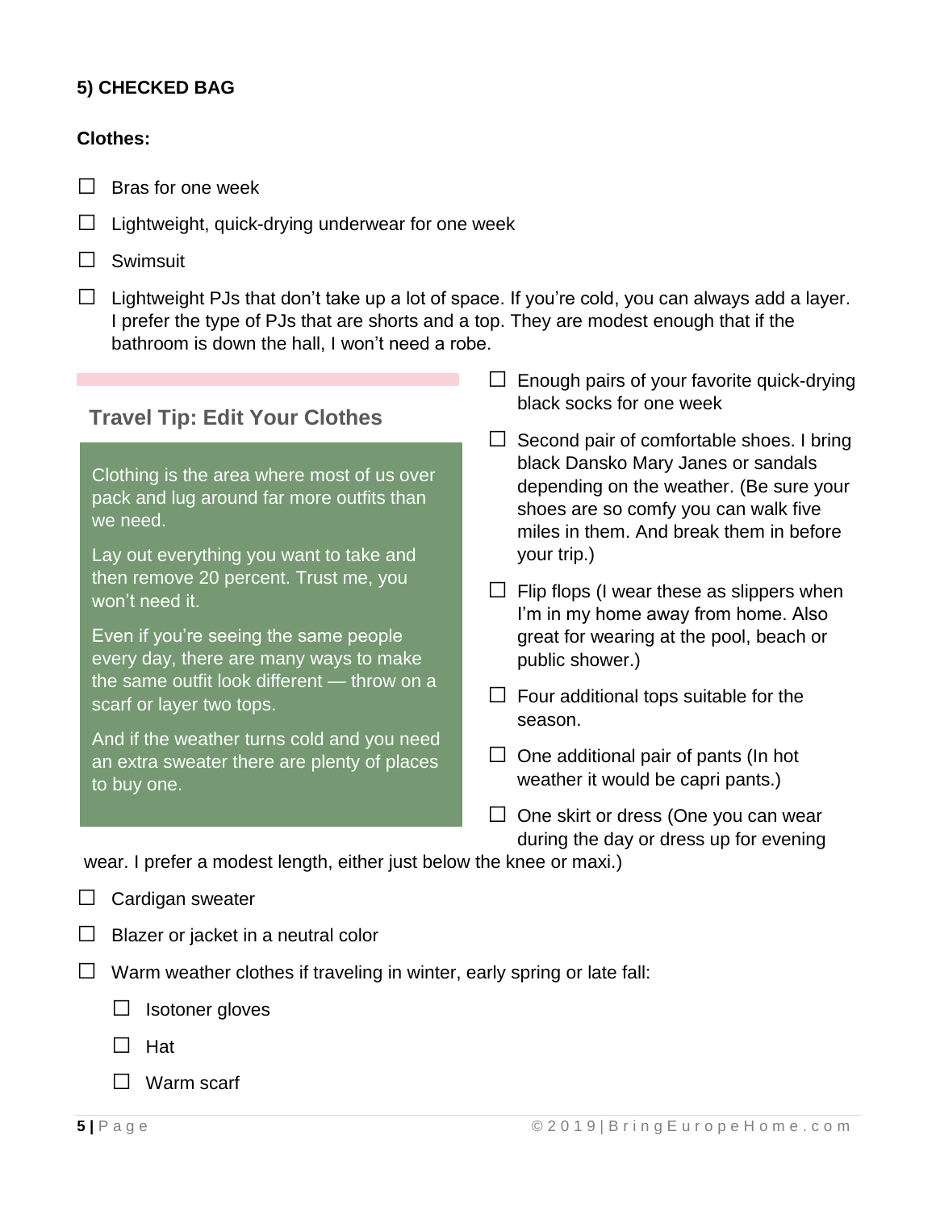## 5) CHECKED BAG

### Clothes:

- ☐ Bras for one week
- ☐ Lightweight, quick-drying underwear for one week
- ☐ Swimsuit
- ☐ Lightweight PJs that don't take up a lot of space. If you're cold, you can always add a layer. I prefer the type of PJs that are shorts and a top. They are modest enough that if the bathroom is down the hall, I won't need a robe.
- ☐ Enough pairs of your favorite quick-drying black socks for one week
- ☐ Second pair of comfortable shoes. I bring black Dansko Mary Janes or sandals depending on the weather. (Be sure your shoes are so comfy you can walk five miles in them. And break them in before your trip.)
- ☐ Flip flops (I wear these as slippers when I'm in my home away from home. Also great for wearing at the pool, beach or public shower.)
- ☐ Four additional tops suitable for the season.
- ☐ One additional pair of pants (In hot weather it would be capri pants.)
- ☐ One skirt or dress (One you can wear during the day or dress up for evening wear. I prefer a modest length, either just below the knee or maxi.)
- ☐ Cardigan sweater
- ☐ Blazer or jacket in a neutral color
- ☐ Warm weather clothes if traveling in winter, early spring or late fall:
  - ☐ Isotoner gloves
  - ☐ Hat
  - ☐ Warm scarf

### Travel Tip: Edit Your Clothes

Clothing is the area where most of us over pack and lug around far more outfits than we need.

Lay out everything you want to take and then remove 20 percent. Trust me, you won't need it.

Even if you're seeing the same people every day, there are many ways to make the same outfit look different — throw on a scarf or layer two tops.

And if the weather turns cold and you need an extra sweater there are plenty of places to buy one.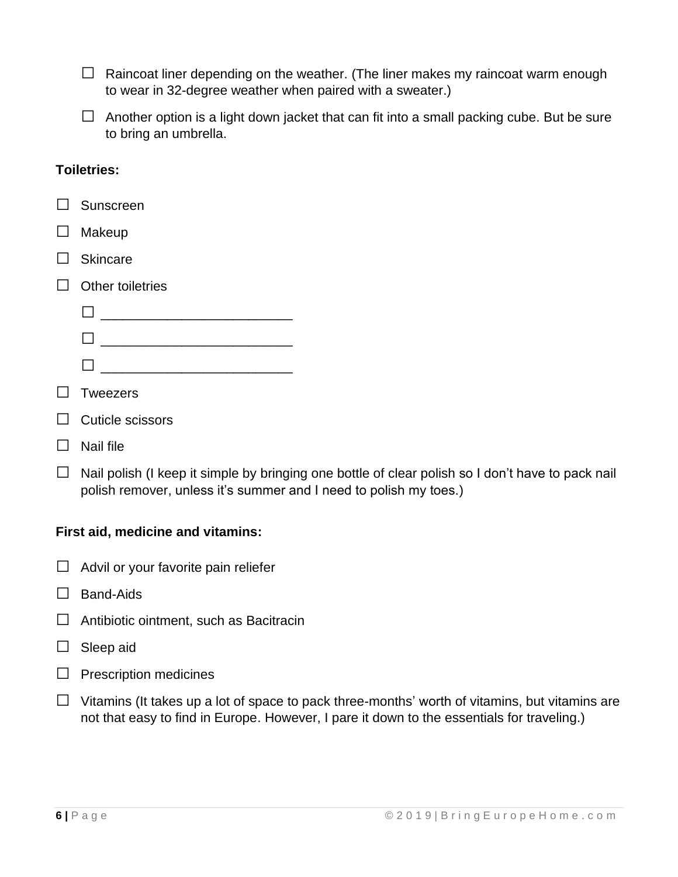- ☐ Raincoat liner depending on the weather. (The liner makes my raincoat warm enough to wear in 32-degree weather when paired with a sweater.)
- ☐ Another option is a light down jacket that can fit into a small packing cube. But be sure to bring an umbrella.

**Toiletries:**

- ☐ Sunscreen
- ☐ Makeup
- ☐ Skincare
- ☐ Other toiletries
  - ☐ _________________________
  - ☐ _________________________
  - ☐ _________________________
- ☐ Tweezers
- ☐ Cuticle scissors
- ☐ Nail file
- ☐ Nail polish (I keep it simple by bringing one bottle of clear polish so I don't have to pack nail polish remover, unless it's summer and I need to polish my toes.)

**First aid, medicine and vitamins:**

- ☐ Advil or your favorite pain reliefer
- ☐ Band-Aids
- ☐ Antibiotic ointment, such as Bacitracin
- ☐ Sleep aid
- ☐ Prescription medicines
- ☐ Vitamins (It takes up a lot of space to pack three-months' worth of vitamins, but vitamins are not that easy to find in Europe. However, I pare it down to the essentials for traveling.)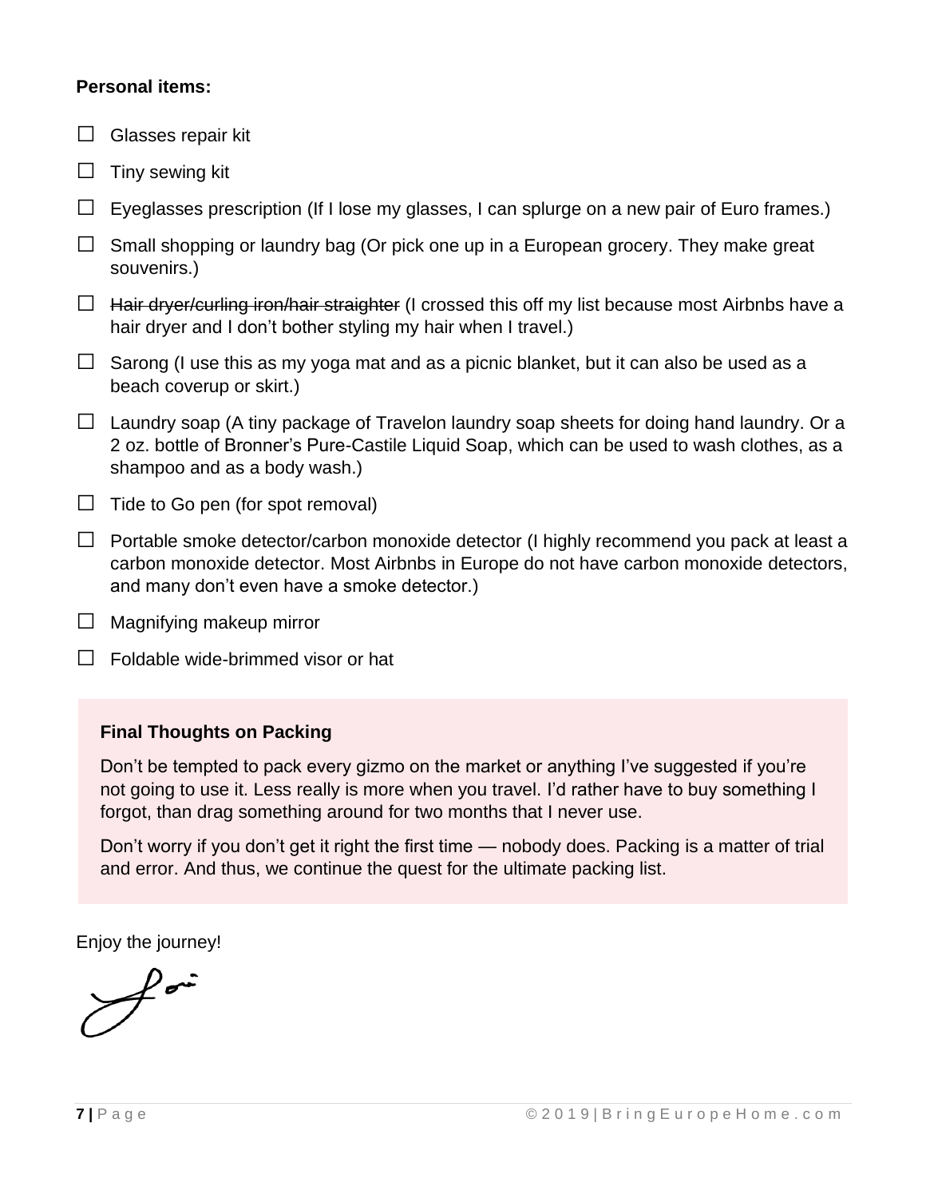**Personal items:**

- ☐ Glasses repair kit
- ☐ Tiny sewing kit
- ☐ Eyeglasses prescription (If I lose my glasses, I can splurge on a new pair of Euro frames.)
- ☐ Small shopping or laundry bag (Or pick one up in a European grocery. They make great souvenirs.)
- ☐ ~~Hair dryer/curling iron/hair straighter~~ (I crossed this off my list because most Airbnbs have a hair dryer and I don't bother styling my hair when I travel.)
- ☐ Sarong (I use this as my yoga mat and as a picnic blanket, but it can also be used as a beach coverup or skirt.)
- ☐ Laundry soap (A tiny package of Travelon laundry soap sheets for doing hand laundry. Or a 2 oz. bottle of Bronner's Pure-Castile Liquid Soap, which can be used to wash clothes, as a shampoo and as a body wash.)
- ☐ Tide to Go pen (for spot removal)
- ☐ Portable smoke detector/carbon monoxide detector (I highly recommend you pack at least a carbon monoxide detector. Most Airbnbs in Europe do not have carbon monoxide detectors, and many don't even have a smoke detector.)
- ☐ Magnifying makeup mirror
- ☐ Foldable wide-brimmed visor or hat

**Final Thoughts on Packing**

Don't be tempted to pack every gizmo on the market or anything I've suggested if you're not going to use it. Less really is more when you travel. I'd rather have to buy something I forgot, than drag something around for two months that I never use.

Don't worry if you don't get it right the first time — nobody does. Packing is a matter of trial and error. And thus, we continue the quest for the ultimate packing list.

Enjoy the journey!

Lori